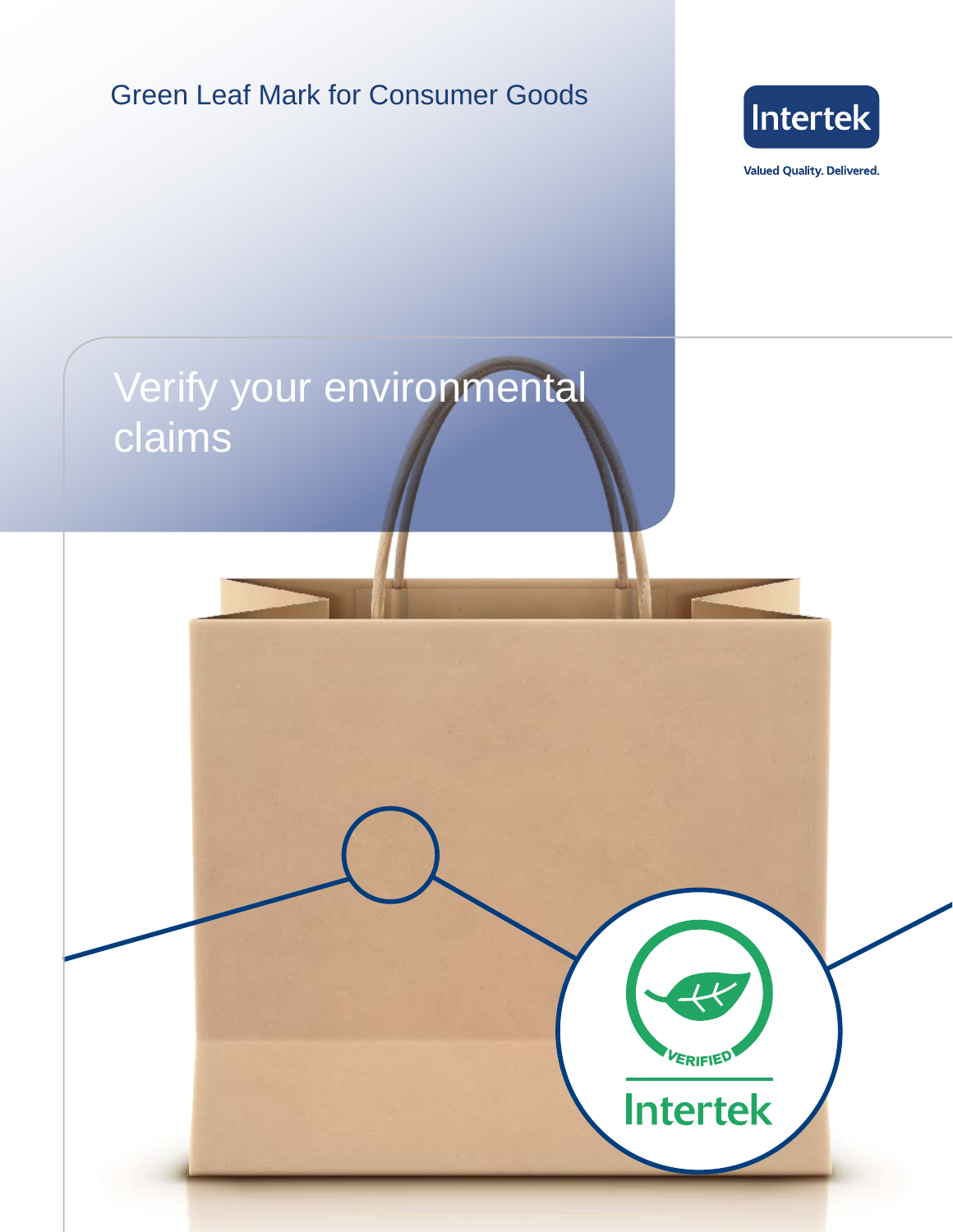Green Leaf Mark for Consumer Goods

Intertek

Valued Quality. Delivered.

# Verify your environmental claims

VERIFIED

Intertek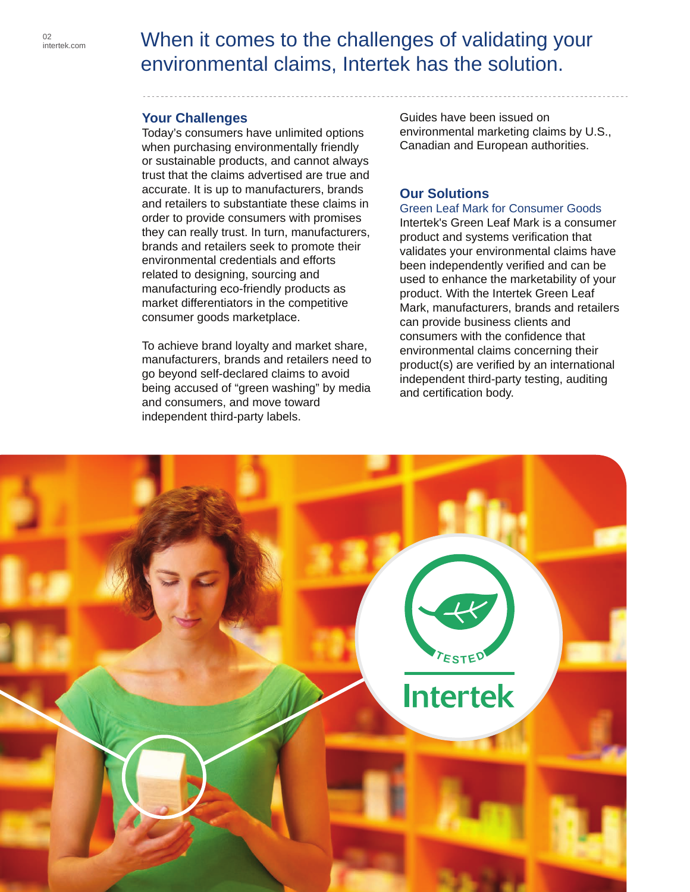# When it comes to the challenges of validating your environmental claims, Intertek has the solution.

## Your Challenges

Today's consumers have unlimited options when purchasing environmentally friendly or sustainable products, and cannot always trust that the claims advertised are true and accurate. It is up to manufacturers, brands and retailers to substantiate these claims in order to provide consumers with promises they can really trust. In turn, manufacturers, brands and retailers seek to promote their environmental credentials and efforts related to designing, sourcing and manufacturing eco-friendly products as market differentiators in the competitive consumer goods marketplace.

To achieve brand loyalty and market share, manufacturers, brands and retailers need to go beyond self-declared claims to avoid being accused of "green washing" by media and consumers, and move toward independent third-party labels.

Guides have been issued on environmental marketing claims by U.S., Canadian and European authorities.

## Our Solutions

### Green Leaf Mark for Consumer Goods

Intertek's Green Leaf Mark is a consumer product and systems verification that validates your environmental claims have been independently verified and can be used to enhance the marketability of your product. With the Intertek Green Leaf Mark, manufacturers, brands and retailers can provide business clients and consumers with the confidence that environmental claims concerning their product(s) are verified by an international independent third-party testing, auditing and certification body.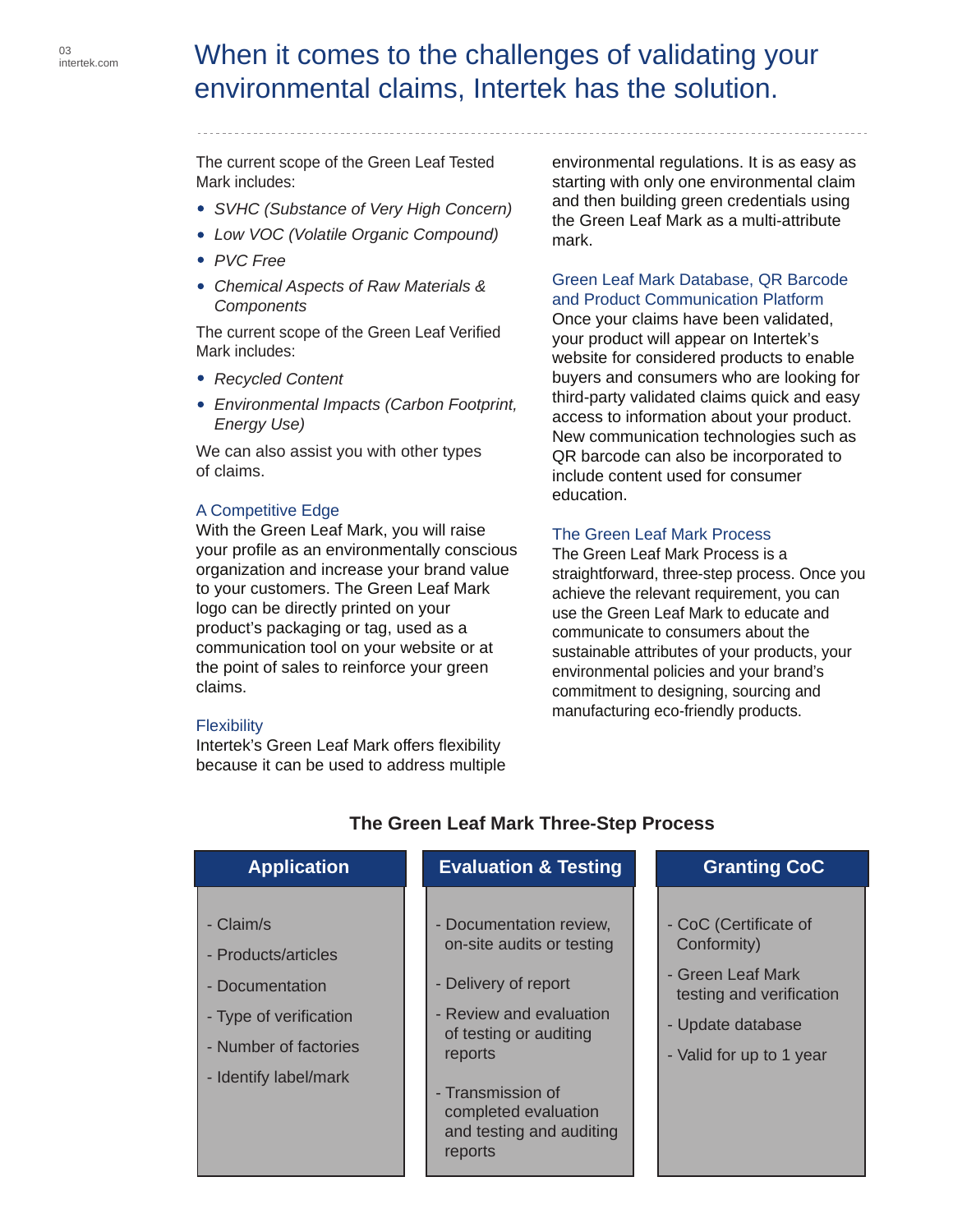# When it comes to the challenges of validating your environmental claims, Intertek has the solution.

The current scope of the Green Leaf Tested Mark includes:

- *SVHC (Substance of Very High Concern)*
- *Low VOC (Volatile Organic Compound)*
- *PVC Free*
- *Chemical Aspects of Raw Materials & Components*

The current scope of the Green Leaf Verified Mark includes:

- *Recycled Content*
- *Environmental Impacts (Carbon Footprint, Energy Use)*

We can also assist you with other types of claims.

### A Competitive Edge

With the Green Leaf Mark, you will raise your profile as an environmentally conscious organization and increase your brand value to your customers. The Green Leaf Mark logo can be directly printed on your product's packaging or tag, used as a communication tool on your website or at the point of sales to reinforce your green claims.

### Flexibility

Intertek's Green Leaf Mark offers flexibility because it can be used to address multiple environmental regulations. It is as easy as starting with only one environmental claim and then building green credentials using the Green Leaf Mark as a multi-attribute mark.

### Green Leaf Mark Database, QR Barcode and Product Communication Platform

Once your claims have been validated, your product will appear on Intertek's website for considered products to enable buyers and consumers who are looking for third-party validated claims quick and easy access to information about your product. New communication technologies such as QR barcode can also be incorporated to include content used for consumer education.

### The Green Leaf Mark Process

The Green Leaf Mark Process is a straightforward, three-step process. Once you achieve the relevant requirement, you can use the Green Leaf Mark to educate and communicate to consumers about the sustainable attributes of your products, your environmental policies and your brand's commitment to designing, sourcing and manufacturing eco-friendly products.

**The Green Leaf Mark Three-Step Process**

| Application | Evaluation & Testing | Granting CoC |
|---|---|---|
| - Claim/s<br>- Products/articles<br>- Documentation<br>- Type of verification<br>- Number of factories<br>- Identify label/mark | - Documentation review, on-site audits or testing<br>- Delivery of report<br>- Review and evaluation of testing or auditing reports<br>- Transmission of completed evaluation and testing and auditing reports | - CoC (Certificate of Conformity)<br>- Green Leaf Mark testing and verification<br>- Update database<br>- Valid for up to 1 year |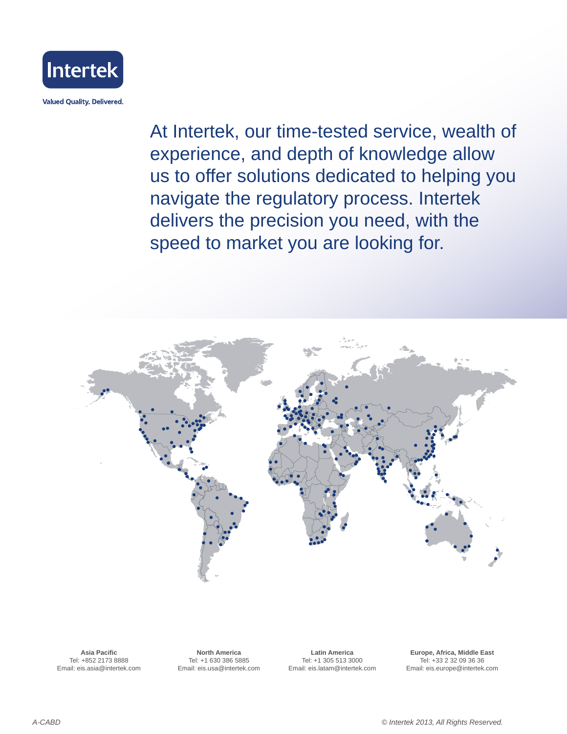Intertek

Valued Quality. Delivered.

At Intertek, our time-tested service, wealth of experience, and depth of knowledge allow us to offer solutions dedicated to helping you navigate the regulatory process. Intertek delivers the precision you need, with the speed to market you are looking for.

**Asia Pacific**
Tel: +852 2173 8888
Email: eis.asia@intertek.com

**North America**
Tel: +1 630 386 5885
Email: eis.usa@intertek.com

**Latin America**
Tel: +1 305 513 3000
Email: eis.latam@intertek.com

**Europe, Africa, Middle East**
Tel: +33 2 32 09 36 36
Email: eis.europe@intertek.com

*A-CABD*

*© Intertek 2013, All Rights Reserved.*